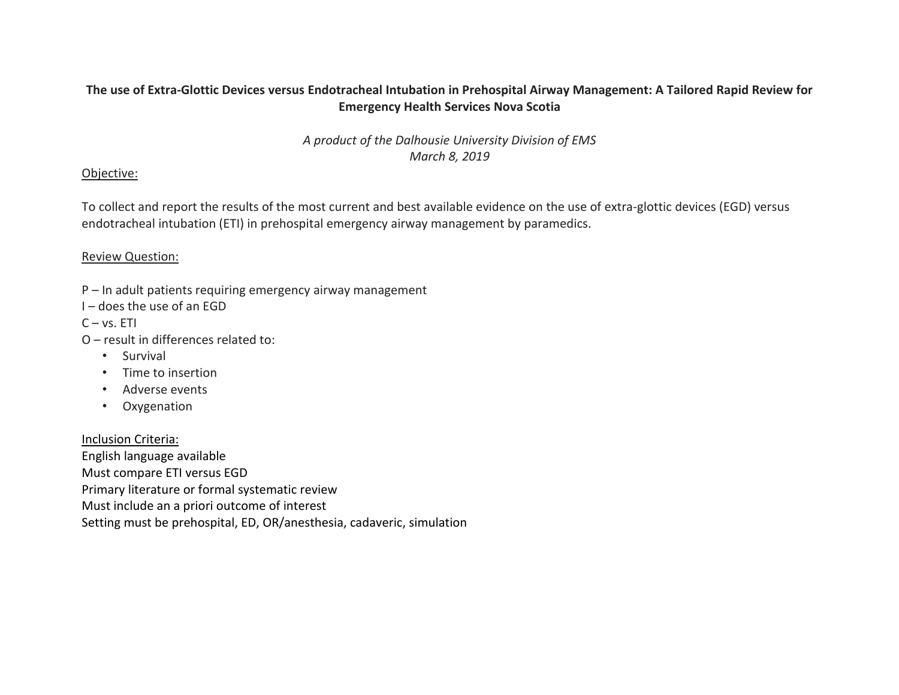# The use of Extra-Glottic Devices versus Endotracheal Intubation in Prehospital Airway Management: A Tailored Rapid Review for Emergency Health Services Nova Scotia

*A product of the Dalhousie University Division of EMS*
*March 8, 2019*

## Objective:

To collect and report the results of the most current and best available evidence on the use of extra-glottic devices (EGD) versus endotracheal intubation (ETI) in prehospital emergency airway management by paramedics.

## Review Question:

P – In adult patients requiring emergency airway management
I – does the use of an EGD
C – vs. ETI
O – result in differences related to:

- Survival
- Time to insertion
- Adverse events
- Oxygenation

## Inclusion Criteria:

English language available
Must compare ETI versus EGD
Primary literature or formal systematic review
Must include an a priori outcome of interest
Setting must be prehospital, ED, OR/anesthesia, cadaveric, simulation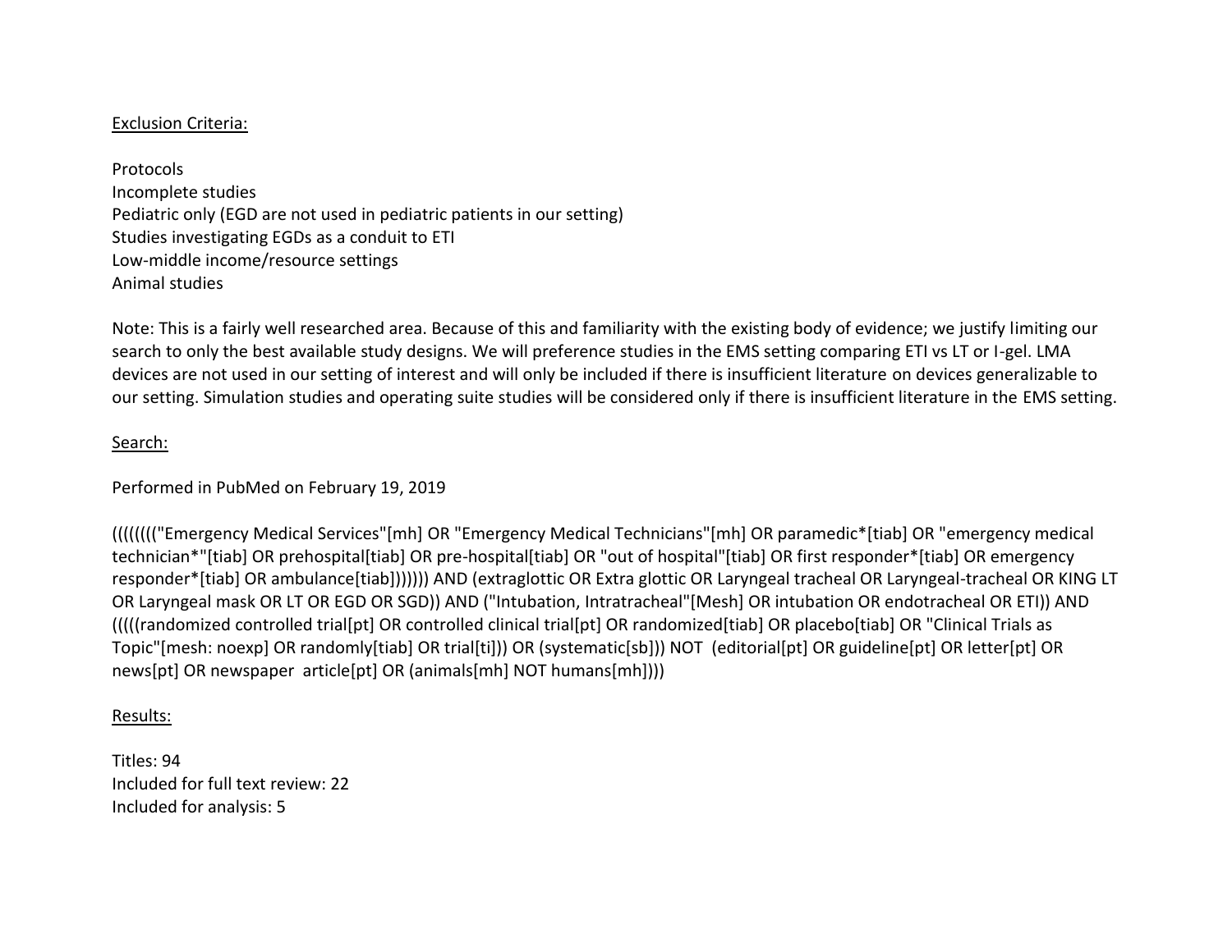Exclusion Criteria:

Protocols
Incomplete studies
Pediatric only (EGD are not used in pediatric patients in our setting)
Studies investigating EGDs as a conduit to ETI
Low-middle income/resource settings
Animal studies

Note: This is a fairly well researched area. Because of this and familiarity with the existing body of evidence; we justify limiting our search to only the best available study designs. We will preference studies in the EMS setting comparing ETI vs LT or I-gel. LMA devices are not used in our setting of interest and will only be included if there is insufficient literature on devices generalizable to our setting. Simulation studies and operating suite studies will be considered only if there is insufficient literature in the EMS setting.

Search:

Performed in PubMed on February 19, 2019

(((((((("Emergency Medical Services"[mh] OR "Emergency Medical Technicians"[mh] OR paramedic*[tiab] OR "emergency medical technician*"[tiab] OR prehospital[tiab] OR pre-hospital[tiab] OR "out of hospital"[tiab] OR first responder*[tiab] OR emergency responder*[tiab] OR ambulance[tiab])))))) AND (extraglottic OR Extra glottic OR Laryngeal tracheal OR Laryngeal-tracheal OR KING LT OR Laryngeal mask OR LT OR EGD OR SGD)) AND ("Intubation, Intratracheal"[Mesh] OR intubation OR endotracheal OR ETI)) AND (((((randomized controlled trial[pt] OR controlled clinical trial[pt] OR randomized[tiab] OR placebo[tiab] OR "Clinical Trials as Topic"[mesh: noexp] OR randomly[tiab] OR trial[ti])) OR (systematic[sb])) NOT (editorial[pt] OR guideline[pt] OR letter[pt] OR news[pt] OR newspaper article[pt] OR (animals[mh] NOT humans[mh])))

Results:

Titles: 94
Included for full text review: 22
Included for analysis: 5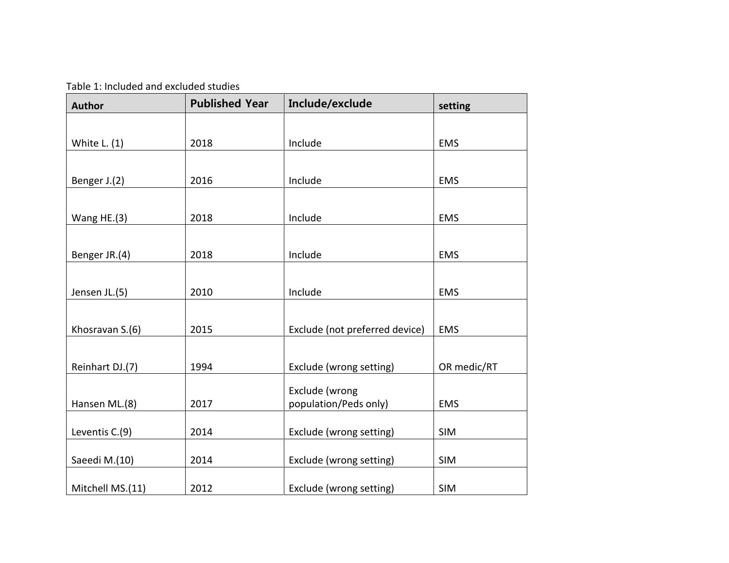Table 1: Included and excluded studies

| Author | Published Year | Include/exclude | setting |
|---|---|---|---|
| White L. (1) | 2018 | Include | EMS |
| Benger J.(2) | 2016 | Include | EMS |
| Wang HE.(3) | 2018 | Include | EMS |
| Benger JR.(4) | 2018 | Include | EMS |
| Jensen JL.(5) | 2010 | Include | EMS |
| Khosravan S.(6) | 2015 | Exclude (not preferred device) | EMS |
| Reinhart DJ.(7) | 1994 | Exclude (wrong setting) | OR medic/RT |
| Hansen ML.(8) | 2017 | Exclude (wrong population/Peds only) | EMS |
| Leventis C.(9) | 2014 | Exclude (wrong setting) | SIM |
| Saeedi M.(10) | 2014 | Exclude (wrong setting) | SIM |
| Mitchell MS.(11) | 2012 | Exclude (wrong setting) | SIM |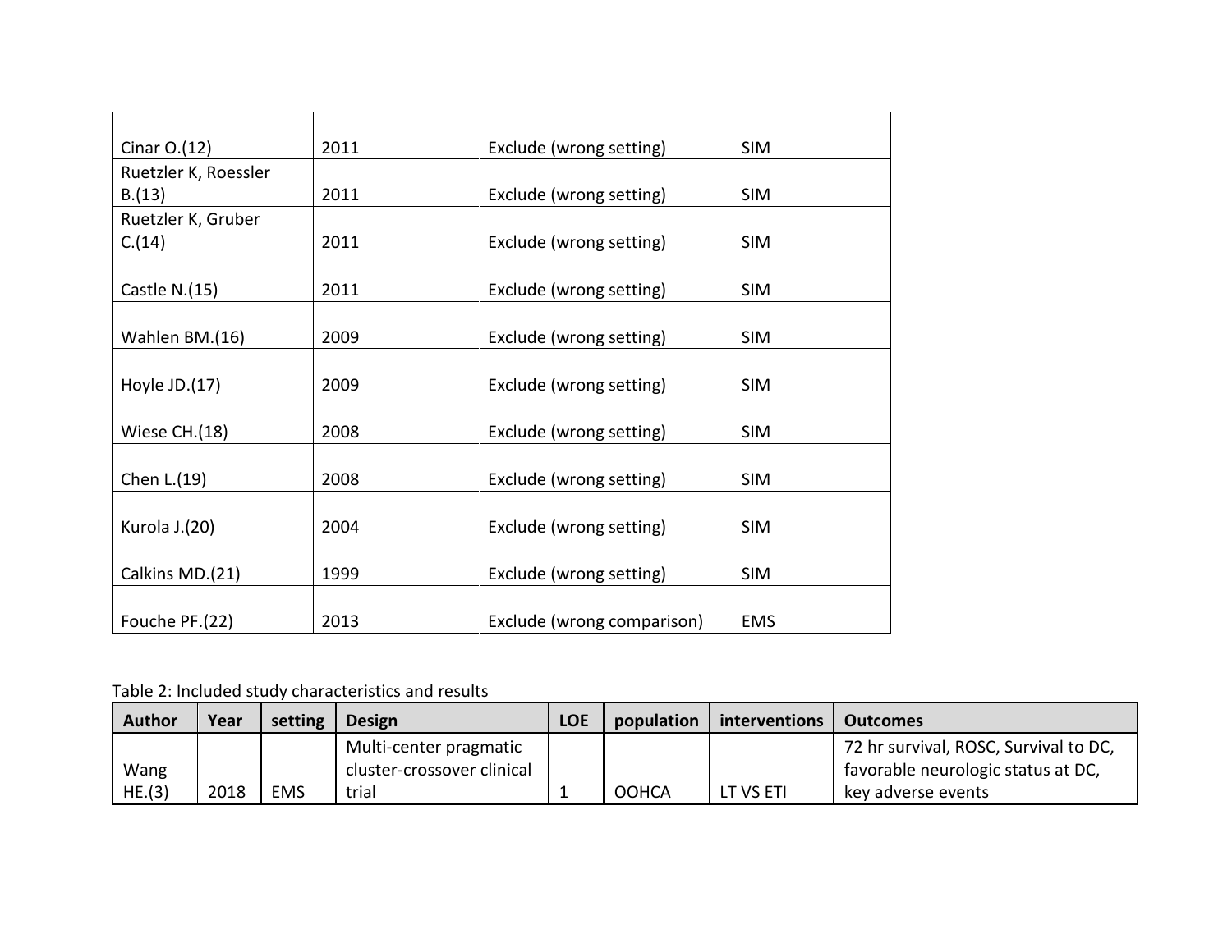| | | | |
|---|---|---|---|
| Cinar O.(12) | 2011 | Exclude (wrong setting) | SIM |
| Ruetzler K, Roessler B.(13) | 2011 | Exclude (wrong setting) | SIM |
| Ruetzler K, Gruber C.(14) | 2011 | Exclude (wrong setting) | SIM |
| Castle N.(15) | 2011 | Exclude (wrong setting) | SIM |
| Wahlen BM.(16) | 2009 | Exclude (wrong setting) | SIM |
| Hoyle JD.(17) | 2009 | Exclude (wrong setting) | SIM |
| Wiese CH.(18) | 2008 | Exclude (wrong setting) | SIM |
| Chen L.(19) | 2008 | Exclude (wrong setting) | SIM |
| Kurola J.(20) | 2004 | Exclude (wrong setting) | SIM |
| Calkins MD.(21) | 1999 | Exclude (wrong setting) | SIM |
| Fouche PF.(22) | 2013 | Exclude (wrong comparison) | EMS |

Table 2: Included study characteristics and results

| Author | Year | setting | Design | LOE | population | interventions | Outcomes |
|---|---|---|---|---|---|---|---|
| Wang HE.(3) | 2018 | EMS | Multi-center pragmatic cluster-crossover clinical trial | 1 | OOHCA | LT VS ETI | 72 hr survival, ROSC, Survival to DC, favorable neurologic status at DC, key adverse events |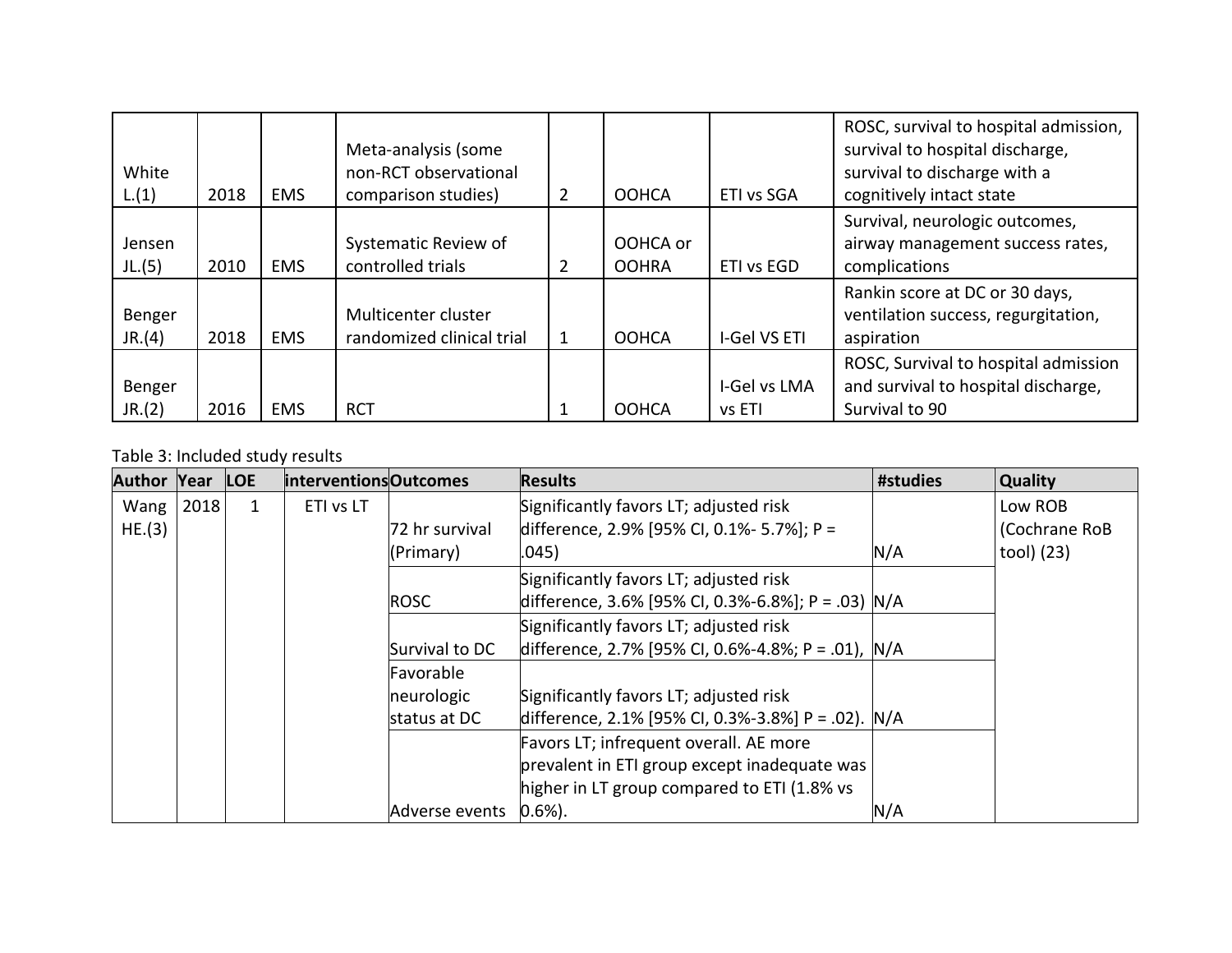| | | | | | | | |
|---|---|---|---|---|---|---|---|
| White L.(1) | 2018 | EMS | Meta-analysis (some non-RCT observational comparison studies) | 2 | OOHCA | ETI vs SGA | ROSC, survival to hospital admission, survival to hospital discharge, survival to discharge with a cognitively intact state |
| Jensen JL.(5) | 2010 | EMS | Systematic Review of controlled trials | 2 | OOHCA or OOHRA | ETI vs EGD | Survival, neurologic outcomes, airway management success rates, complications |
| Benger JR.(4) | 2018 | EMS | Multicenter cluster randomized clinical trial | 1 | OOHCA | I-Gel VS ETI | Rankin score at DC or 30 days, ventilation success, regurgitation, aspiration |
| Benger JR.(2) | 2016 | EMS | RCT | 1 | OOHCA | I-Gel vs LMA vs ETI | ROSC, Survival to hospital admission and survival to hospital discharge, Survival to 90 |

Table 3: Included study results

| Author | Year | LOE | interventions | Outcomes | Results | #studies | Quality |
|---|---|---|---|---|---|---|---|
| Wang HE.(3) | 2018 | 1 | ETI vs LT | 72 hr survival (Primary) | Significantly favors LT; adjusted risk difference, 2.9% [95% CI, 0.1%- 5.7%]; P = .045) | N/A | Low ROB (Cochrane RoB tool) (23) |
| | | | | ROSC | Significantly favors LT; adjusted risk difference, 3.6% [95% CI, 0.3%-6.8%]; P = .03) | N/A | |
| | | | | Survival to DC | Significantly favors LT; adjusted risk difference, 2.7% [95% CI, 0.6%-4.8%; P = .01), | N/A | |
| | | | | Favorable neurologic status at DC | Significantly favors LT; adjusted risk difference, 2.1% [95% CI, 0.3%-3.8%] P = .02). | N/A | |
| | | | | Adverse events | Favors LT; infrequent overall. AE more prevalent in ETI group except inadequate was higher in LT group compared to ETI (1.8% vs 0.6%). | N/A | |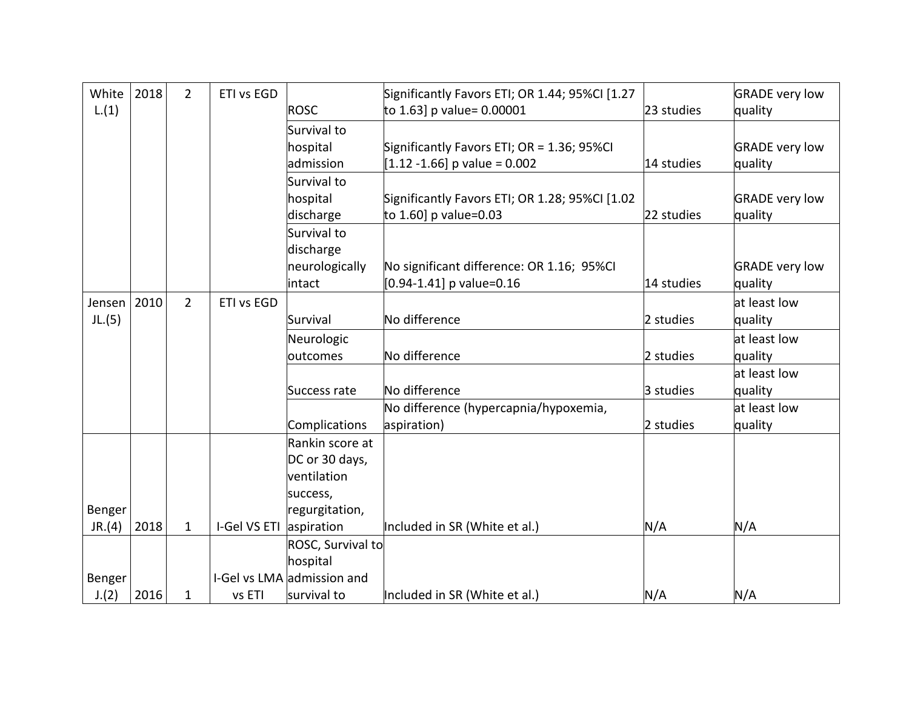| White L.(1) | 2018 | 2 | ETI vs EGD | ROSC | Significantly Favors ETI; OR 1.44; 95%CI [1.27 to 1.63] p value= 0.00001 | 23 studies | GRADE very low quality |
|---|---|---|---|---|---|---|---|
| | | | | Survival to hospital admission | Significantly Favors ETI; OR = 1.36; 95%CI [1.12 -1.66] p value = 0.002 | 14 studies | GRADE very low quality |
| | | | | Survival to hospital discharge | Significantly Favors ETI; OR 1.28; 95%CI [1.02 to 1.60] p value=0.03 | 22 studies | GRADE very low quality |
| | | | | Survival to discharge neurologically intact | No significant difference: OR 1.16; 95%CI [0.94-1.41] p value=0.16 | 14 studies | GRADE very low quality |
| Jensen JL.(5) | 2010 | 2 | ETI vs EGD | Survival | No difference | 2 studies | at least low quality |
| | | | | Neurologic outcomes | No difference | 2 studies | at least low quality |
| | | | | Success rate | No difference | 3 studies | at least low quality |
| | | | | Complications | No difference (hypercapnia/hypoxemia, aspiration) | 2 studies | at least low quality |
| Benger JR.(4) | 2018 | 1 | I-Gel VS ETI | Rankin score at DC or 30 days, ventilation success, regurgitation, aspiration | Included in SR (White et al.) | N/A | N/A |
| Benger J.(2) | 2016 | 1 | I-Gel vs LMA vs ETI | ROSC, Survival to hospital admission and survival to | Included in SR (White et al.) | N/A | N/A |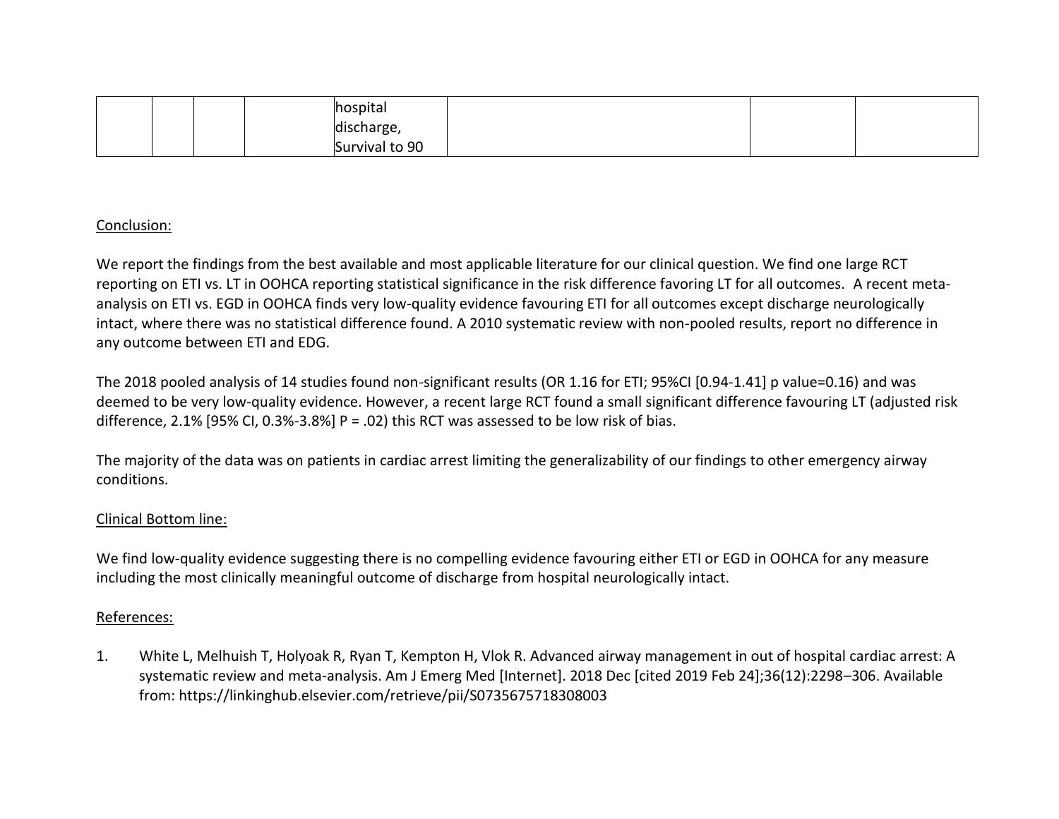| | | | | hospital discharge, Survival to 90 | | | |
|---|---|---|---|---|---|---|---|

Conclusion:

We report the findings from the best available and most applicable literature for our clinical question. We find one large RCT reporting on ETI vs. LT in OOHCA reporting statistical significance in the risk difference favoring LT for all outcomes. A recent meta-analysis on ETI vs. EGD in OOHCA finds very low-quality evidence favouring ETI for all outcomes except discharge neurologically intact, where there was no statistical difference found. A 2010 systematic review with non-pooled results, report no difference in any outcome between ETI and EDG.

The 2018 pooled analysis of 14 studies found non-significant results (OR 1.16 for ETI; 95%CI [0.94-1.41] p value=0.16) and was deemed to be very low-quality evidence. However, a recent large RCT found a small significant difference favouring LT (adjusted risk difference, 2.1% [95% CI, 0.3%-3.8%] P = .02) this RCT was assessed to be low risk of bias.

The majority of the data was on patients in cardiac arrest limiting the generalizability of our findings to other emergency airway conditions.

Clinical Bottom line:

We find low-quality evidence suggesting there is no compelling evidence favouring either ETI or EGD in OOHCA for any measure including the most clinically meaningful outcome of discharge from hospital neurologically intact.

References:

1. White L, Melhuish T, Holyoak R, Ryan T, Kempton H, Vlok R. Advanced airway management in out of hospital cardiac arrest: A systematic review and meta-analysis. Am J Emerg Med [Internet]. 2018 Dec [cited 2019 Feb 24];36(12):2298–306. Available from: https://linkinghub.elsevier.com/retrieve/pii/S0735675718308003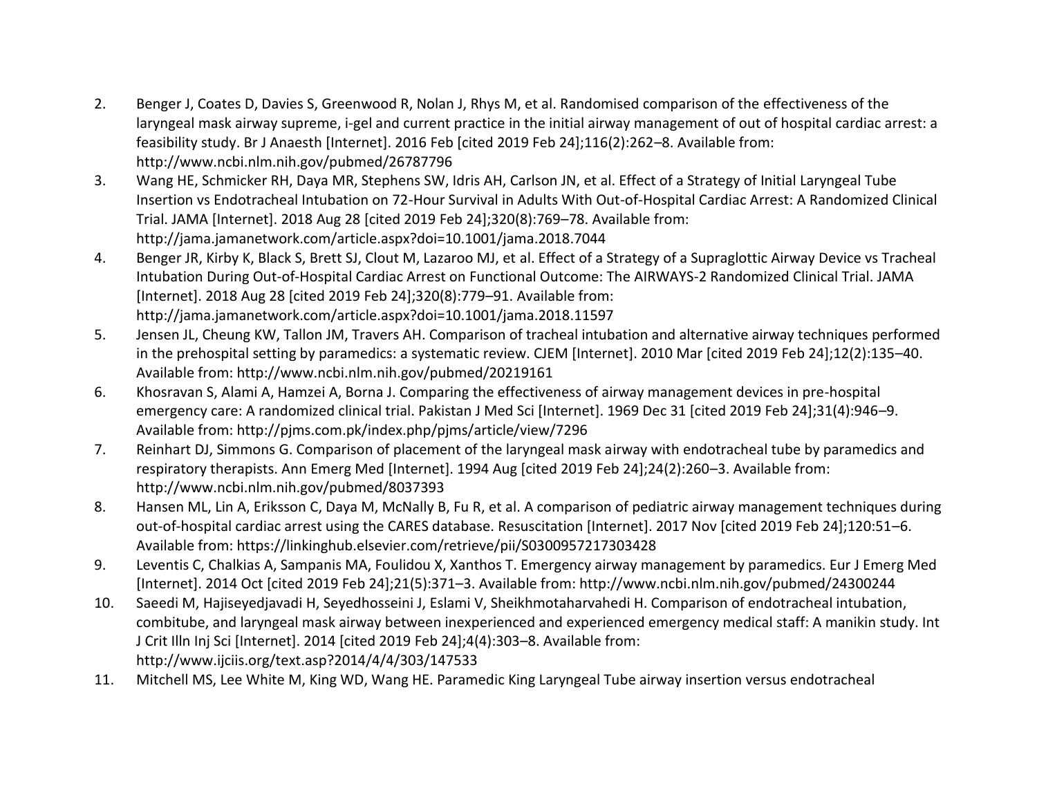2. Benger J, Coates D, Davies S, Greenwood R, Nolan J, Rhys M, et al. Randomised comparison of the effectiveness of the laryngeal mask airway supreme, i-gel and current practice in the initial airway management of out of hospital cardiac arrest: a feasibility study. Br J Anaesth [Internet]. 2016 Feb [cited 2019 Feb 24];116(2):262–8. Available from: http://www.ncbi.nlm.nih.gov/pubmed/26787796
3. Wang HE, Schmicker RH, Daya MR, Stephens SW, Idris AH, Carlson JN, et al. Effect of a Strategy of Initial Laryngeal Tube Insertion vs Endotracheal Intubation on 72-Hour Survival in Adults With Out-of-Hospital Cardiac Arrest: A Randomized Clinical Trial. JAMA [Internet]. 2018 Aug 28 [cited 2019 Feb 24];320(8):769–78. Available from: http://jama.jamanetwork.com/article.aspx?doi=10.1001/jama.2018.7044
4. Benger JR, Kirby K, Black S, Brett SJ, Clout M, Lazaroo MJ, et al. Effect of a Strategy of a Supraglottic Airway Device vs Tracheal Intubation During Out-of-Hospital Cardiac Arrest on Functional Outcome: The AIRWAYS-2 Randomized Clinical Trial. JAMA [Internet]. 2018 Aug 28 [cited 2019 Feb 24];320(8):779–91. Available from: http://jama.jamanetwork.com/article.aspx?doi=10.1001/jama.2018.11597
5. Jensen JL, Cheung KW, Tallon JM, Travers AH. Comparison of tracheal intubation and alternative airway techniques performed in the prehospital setting by paramedics: a systematic review. CJEM [Internet]. 2010 Mar [cited 2019 Feb 24];12(2):135–40. Available from: http://www.ncbi.nlm.nih.gov/pubmed/20219161
6. Khosravan S, Alami A, Hamzei A, Borna J. Comparing the effectiveness of airway management devices in pre-hospital emergency care: A randomized clinical trial. Pakistan J Med Sci [Internet]. 1969 Dec 31 [cited 2019 Feb 24];31(4):946–9. Available from: http://pjms.com.pk/index.php/pjms/article/view/7296
7. Reinhart DJ, Simmons G. Comparison of placement of the laryngeal mask airway with endotracheal tube by paramedics and respiratory therapists. Ann Emerg Med [Internet]. 1994 Aug [cited 2019 Feb 24];24(2):260–3. Available from: http://www.ncbi.nlm.nih.gov/pubmed/8037393
8. Hansen ML, Lin A, Eriksson C, Daya M, McNally B, Fu R, et al. A comparison of pediatric airway management techniques during out-of-hospital cardiac arrest using the CARES database. Resuscitation [Internet]. 2017 Nov [cited 2019 Feb 24];120:51–6. Available from: https://linkinghub.elsevier.com/retrieve/pii/S0300957217303428
9. Leventis C, Chalkias A, Sampanis MA, Foulidou X, Xanthos T. Emergency airway management by paramedics. Eur J Emerg Med [Internet]. 2014 Oct [cited 2019 Feb 24];21(5):371–3. Available from: http://www.ncbi.nlm.nih.gov/pubmed/24300244
10. Saeedi M, Hajiseyedjavadi H, Seyedhosseini J, Eslami V, Sheikhmotaharvahedi H. Comparison of endotracheal intubation, combitube, and laryngeal mask airway between inexperienced and experienced emergency medical staff: A manikin study. Int J Crit Illn Inj Sci [Internet]. 2014 [cited 2019 Feb 24];4(4):303–8. Available from: http://www.ijciis.org/text.asp?2014/4/4/303/147533
11. Mitchell MS, Lee White M, King WD, Wang HE. Paramedic King Laryngeal Tube airway insertion versus endotracheal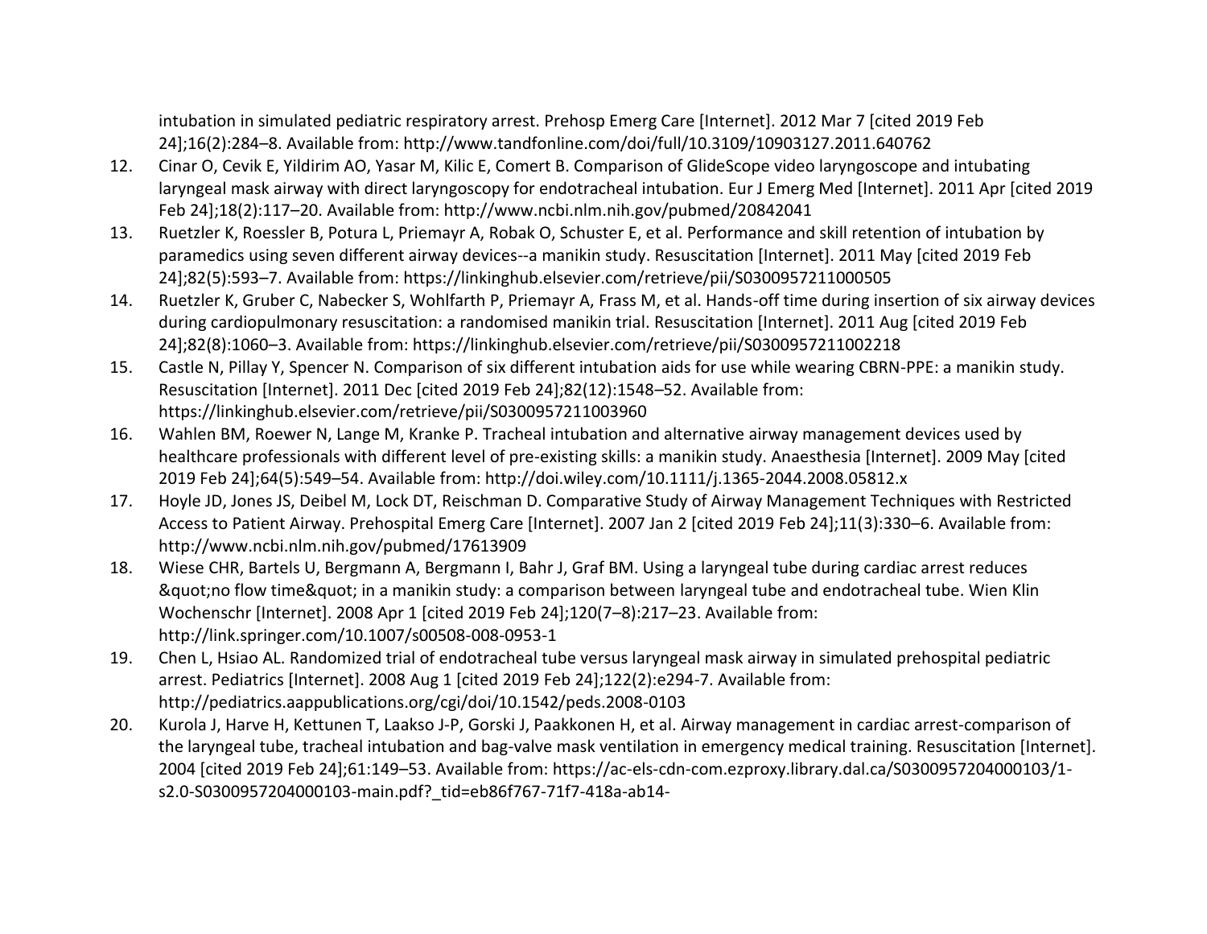intubation in simulated pediatric respiratory arrest. Prehosp Emerg Care [Internet]. 2012 Mar 7 [cited 2019 Feb 24];16(2):284–8. Available from: http://www.tandfonline.com/doi/full/10.3109/10903127.2011.640762

12. Cinar O, Cevik E, Yildirim AO, Yasar M, Kilic E, Comert B. Comparison of GlideScope video laryngoscope and intubating laryngeal mask airway with direct laryngoscopy for endotracheal intubation. Eur J Emerg Med [Internet]. 2011 Apr [cited 2019 Feb 24];18(2):117–20. Available from: http://www.ncbi.nlm.nih.gov/pubmed/20842041
13. Ruetzler K, Roessler B, Potura L, Priemayr A, Robak O, Schuster E, et al. Performance and skill retention of intubation by paramedics using seven different airway devices--a manikin study. Resuscitation [Internet]. 2011 May [cited 2019 Feb 24];82(5):593–7. Available from: https://linkinghub.elsevier.com/retrieve/pii/S0300957211000505
14. Ruetzler K, Gruber C, Nabecker S, Wohlfarth P, Priemayr A, Frass M, et al. Hands-off time during insertion of six airway devices during cardiopulmonary resuscitation: a randomised manikin trial. Resuscitation [Internet]. 2011 Aug [cited 2019 Feb 24];82(8):1060–3. Available from: https://linkinghub.elsevier.com/retrieve/pii/S0300957211002218
15. Castle N, Pillay Y, Spencer N. Comparison of six different intubation aids for use while wearing CBRN-PPE: a manikin study. Resuscitation [Internet]. 2011 Dec [cited 2019 Feb 24];82(12):1548–52. Available from: https://linkinghub.elsevier.com/retrieve/pii/S0300957211003960
16. Wahlen BM, Roewer N, Lange M, Kranke P. Tracheal intubation and alternative airway management devices used by healthcare professionals with different level of pre-existing skills: a manikin study. Anaesthesia [Internet]. 2009 May [cited 2019 Feb 24];64(5):549–54. Available from: http://doi.wiley.com/10.1111/j.1365-2044.2008.05812.x
17. Hoyle JD, Jones JS, Deibel M, Lock DT, Reischman D. Comparative Study of Airway Management Techniques with Restricted Access to Patient Airway. Prehospital Emerg Care [Internet]. 2007 Jan 2 [cited 2019 Feb 24];11(3):330–6. Available from: http://www.ncbi.nlm.nih.gov/pubmed/17613909
18. Wiese CHR, Bartels U, Bergmann A, Bergmann I, Bahr J, Graf BM. Using a laryngeal tube during cardiac arrest reduces &quot;no flow time&quot; in a manikin study: a comparison between laryngeal tube and endotracheal tube. Wien Klin Wochenschr [Internet]. 2008 Apr 1 [cited 2019 Feb 24];120(7–8):217–23. Available from: http://link.springer.com/10.1007/s00508-008-0953-1
19. Chen L, Hsiao AL. Randomized trial of endotracheal tube versus laryngeal mask airway in simulated prehospital pediatric arrest. Pediatrics [Internet]. 2008 Aug 1 [cited 2019 Feb 24];122(2):e294-7. Available from: http://pediatrics.aappublications.org/cgi/doi/10.1542/peds.2008-0103
20. Kurola J, Harve H, Kettunen T, Laakso J-P, Gorski J, Paakkonen H, et al. Airway management in cardiac arrest-comparison of the laryngeal tube, tracheal intubation and bag-valve mask ventilation in emergency medical training. Resuscitation [Internet]. 2004 [cited 2019 Feb 24];61:149–53. Available from: https://ac-els-cdn-com.ezproxy.library.dal.ca/S0300957204000103/1-s2.0-S0300957204000103-main.pdf?_tid=eb86f767-71f7-418a-ab14-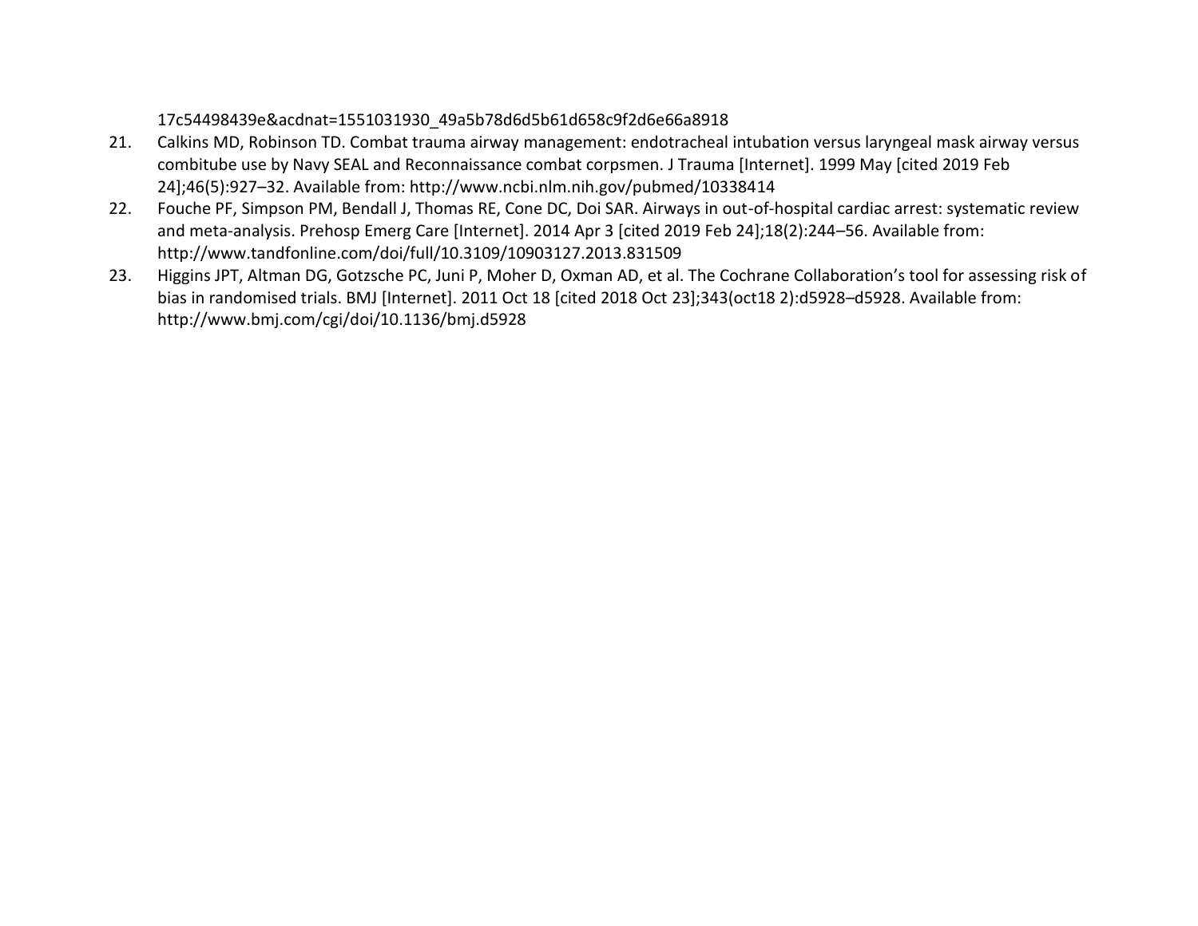17c54498439e&acdnat=1551031930_49a5b78d6d5b61d658c9f2d6e66a8918

21. Calkins MD, Robinson TD. Combat trauma airway management: endotracheal intubation versus laryngeal mask airway versus combitube use by Navy SEAL and Reconnaissance combat corpsmen. J Trauma [Internet]. 1999 May [cited 2019 Feb 24];46(5):927–32. Available from: http://www.ncbi.nlm.nih.gov/pubmed/10338414
22. Fouche PF, Simpson PM, Bendall J, Thomas RE, Cone DC, Doi SAR. Airways in out-of-hospital cardiac arrest: systematic review and meta-analysis. Prehosp Emerg Care [Internet]. 2014 Apr 3 [cited 2019 Feb 24];18(2):244–56. Available from: http://www.tandfonline.com/doi/full/10.3109/10903127.2013.831509
23. Higgins JPT, Altman DG, Gotzsche PC, Juni P, Moher D, Oxman AD, et al. The Cochrane Collaboration's tool for assessing risk of bias in randomised trials. BMJ [Internet]. 2011 Oct 18 [cited 2018 Oct 23];343(oct18 2):d5928–d5928. Available from: http://www.bmj.com/cgi/doi/10.1136/bmj.d5928